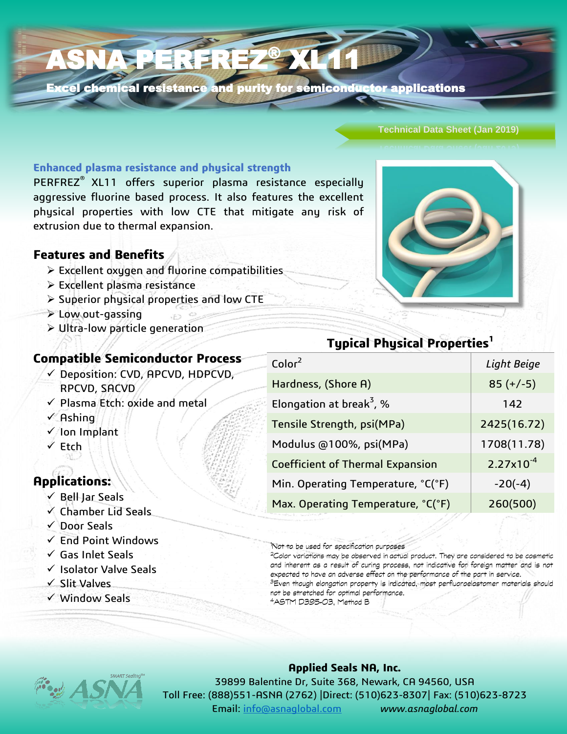# ASNA PERFREZ® XL11

**Excel chemical resistance and purity for semiconductor applications**

Technical Data Sheet (Jan 2019)

### Enhanced plasma resistance and physical strength

PERFREZ® XL11 offers superior plasma resistance especially aggressive fluorine based process. It also features the excellent physical properties with low CTE that mitigate any risk of extrusion due to thermal expansion.

## Features and Benefits

- Excellent oxygen and fluorine compatibilities
- Excellent plasma resistance
- Superior physical properties and low CTE
- Low out-gassing
- Ultra-low particle generation

## Compatible Semiconductor Process

- ✓ Deposition: CVD, APCVD, HDPCVD, RPCVD, SACVD
- ✓ Plasma Etch: oxide and metal
- ✓ Ashing
- ✓ Ion Implant
- ✓ Etch

## Applications:

- ✓ Bell Jar Seals
- ✓ Chamber Lid Seals
- ✓ Door Seals
- ✓ End Point Windows
- ✓ Gas Inlet Seals
- ✓ Isolator Valve Seals
- ✓ Slit Valves
- ✓ Window Seals

## Typical Physical Properties[1]

| Property | Value |
|---|---|
| Color[2] | *Light Beige* |
| Hardness, (Shore A) | 85 (+/-5) |
| Elongation at break[3], % | 142 |
| Tensile Strength, psi(MPa) | 2425(16.72) |
| Modulus @100%, psi(MPa) | 1708(11.78) |
| Coefficient of Thermal Expansion | $2.27 \times 10^{-4}$ |
| Min. Operating Temperature, °C(°F) | -20(-4) |
| Max. Operating Temperature, °C(°F) | 260(500) |

[1]Not to be used for specification purposes
[2]Color variations may be observed in actual product. They are considered to be cosmetic and inherent as a result of curing process, not indicative for foreign matter and is not expected to have an adverse effect on the performance of the part in service.
[3]Even though elongation property is indicated, most perfluoroelastomer materials should not be stretched for optimal performance.
[4]ASTM D395-03, Method B

**Applied Seals NA, Inc.**
39899 Balentine Dr, Suite 368, Newark, CA 94560, USA
Toll Free: (888)551-ASNA (2762) |Direct: (510)623-8307| Fax: (510)623-8723
Email: info@asnaglobal.com www.asnaglobal.com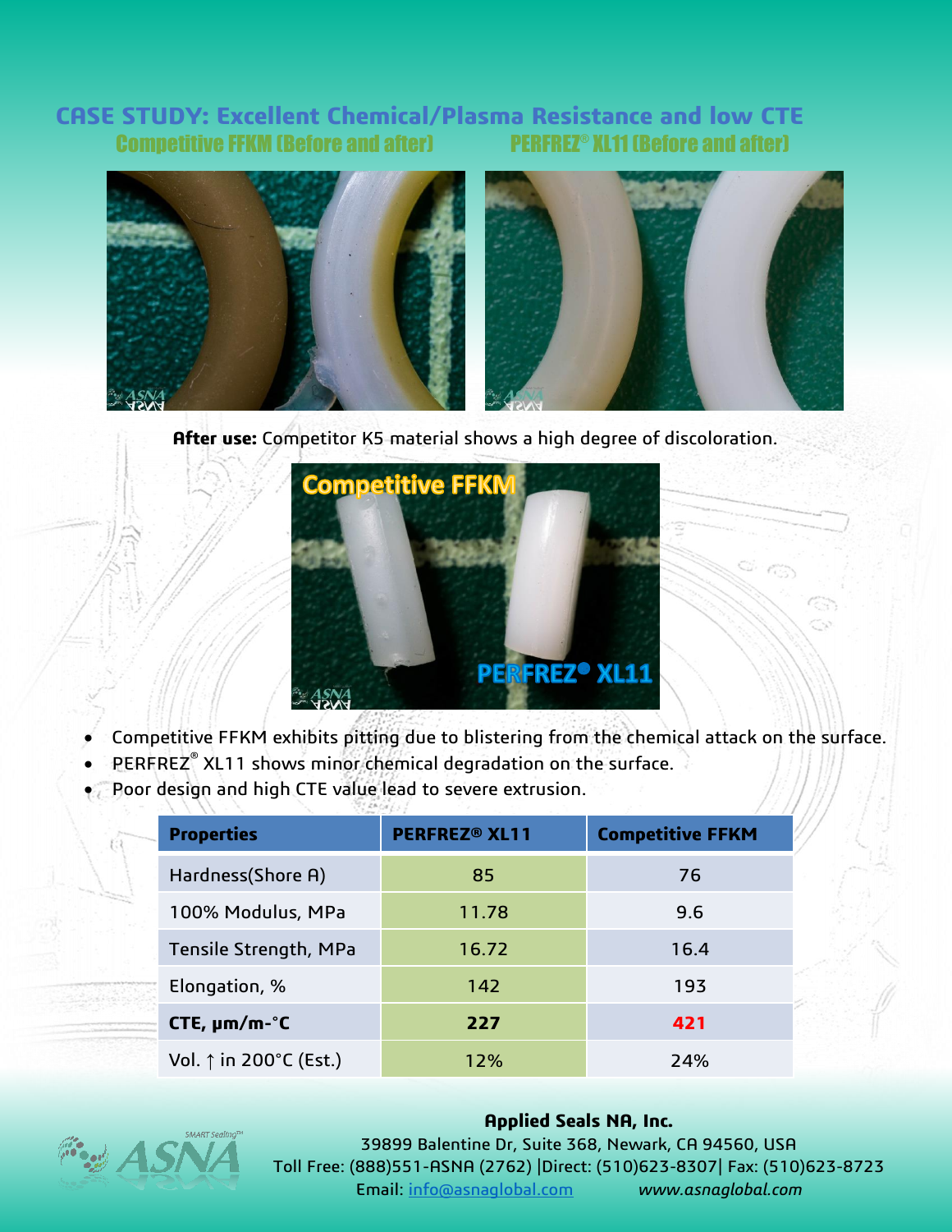# CASE STUDY: Excellent Chemical/Plasma Resistance and low CTE

Competitive FFKM (Before and after) PERFREZ® XL11 (Before and after)

**After use:** Competitor K5 material shows a high degree of discoloration.

Competitive FFKM PERFREZ® XL11

- Competitive FFKM exhibits pitting due to blistering from the chemical attack on the surface.
- PERFREZ® XL11 shows minor chemical degradation on the surface.
- Poor design and high CTE value lead to severe extrusion.

| Properties | PERFREZ® XL11 | Competitive FFKM |
|---|---|---|
| Hardness(Shore A) | 85 | 76 |
| 100% Modulus, MPa | 11.78 | 9.6 |
| Tensile Strength, MPa | 16.72 | 16.4 |
| Elongation, % | 142 | 193 |
| **CTE, μm/m-°C** | **227** | **421** |
| Vol. ↑ in 200°C (Est.) | 12% | 24% |

**Applied Seals NA, Inc.**
39899 Balentine Dr, Suite 368, Newark, CA 94560, USA
Toll Free: (888)551-ASNA (2762) |Direct: (510)623-8307| Fax: (510)623-8723
Email: info@asnaglobal.com *www.asnaglobal.com*